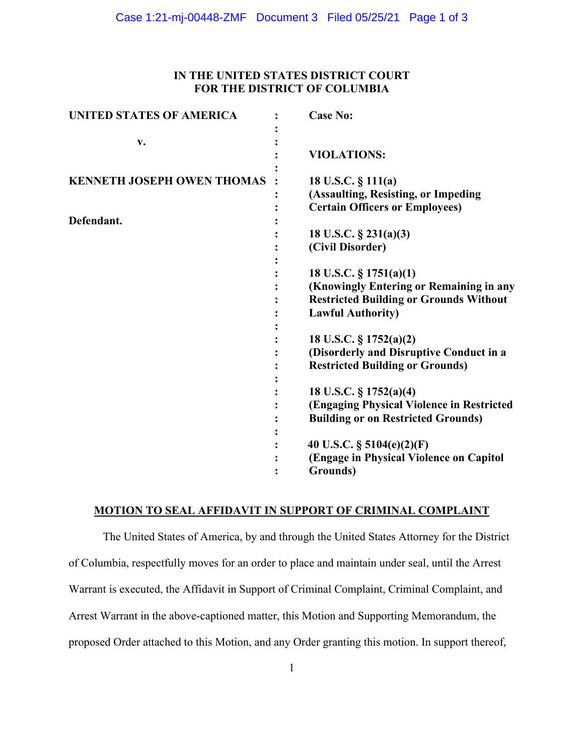**IN THE UNITED STATES DISTRICT COURT**
**FOR THE DISTRICT OF COLUMBIA**

| | | |
|---|---|---|
| **UNITED STATES OF AMERICA** | : | **Case No:** |
| | : | |
| **v.** | : | |
| | : | **VIOLATIONS:** |
| | : | |
| **KENNETH JOSEPH OWEN THOMAS** | : | **18 U.S.C. § 111(a)** |
| | : | **(Assaulting, Resisting, or Impeding** |
| | : | **Certain Officers or Employees)** |
| **Defendant.** | : | |
| | : | **18 U.S.C. § 231(a)(3)** |
| | : | **(Civil Disorder)** |
| | : | |
| | : | **18 U.S.C. § 1751(a)(1)** |
| | : | **(Knowingly Entering or Remaining in any** |
| | : | **Restricted Building or Grounds Without** |
| | : | **Lawful Authority)** |
| | : | |
| | : | **18 U.S.C. § 1752(a)(2)** |
| | : | **(Disorderly and Disruptive Conduct in a** |
| | : | **Restricted Building or Grounds)** |
| | : | |
| | : | **18 U.S.C. § 1752(a)(4)** |
| | : | **(Engaging Physical Violence in Restricted** |
| | : | **Building or on Restricted Grounds)** |
| | : | |
| | : | **40 U.S.C. § 5104(e)(2)(F)** |
| | : | **(Engage in Physical Violence on Capitol** |
| | : | **Grounds)** |

**MOTION TO SEAL AFFIDAVIT IN SUPPORT OF CRIMINAL COMPLAINT**

The United States of America, by and through the United States Attorney for the District of Columbia, respectfully moves for an order to place and maintain under seal, until the Arrest Warrant is executed, the Affidavit in Support of Criminal Complaint, Criminal Complaint, and Arrest Warrant in the above-captioned matter, this Motion and Supporting Memorandum, the proposed Order attached to this Motion, and any Order granting this motion. In support thereof,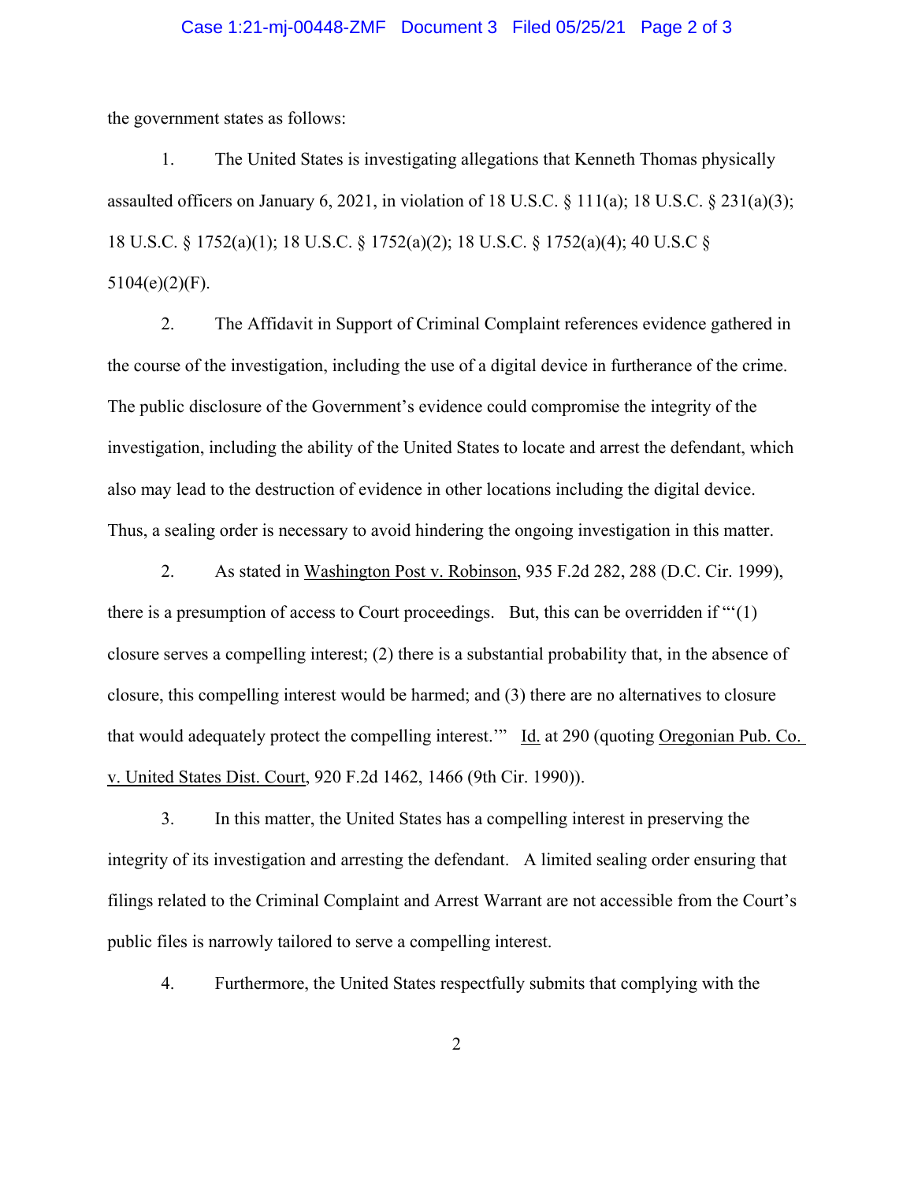the government states as follows:

1. The United States is investigating allegations that Kenneth Thomas physically assaulted officers on January 6, 2021, in violation of 18 U.S.C. § 111(a); 18 U.S.C. § 231(a)(3); 18 U.S.C. § 1752(a)(1); 18 U.S.C. § 1752(a)(2); 18 U.S.C. § 1752(a)(4); 40 U.S.C § 5104(e)(2)(F).

2. The Affidavit in Support of Criminal Complaint references evidence gathered in the course of the investigation, including the use of a digital device in furtherance of the crime. The public disclosure of the Government's evidence could compromise the integrity of the investigation, including the ability of the United States to locate and arrest the defendant, which also may lead to the destruction of evidence in other locations including the digital device. Thus, a sealing order is necessary to avoid hindering the ongoing investigation in this matter.

2. As stated in Washington Post v. Robinson, 935 F.2d 282, 288 (D.C. Cir. 1999), there is a presumption of access to Court proceedings. But, this can be overridden if "'(1) closure serves a compelling interest; (2) there is a substantial probability that, in the absence of closure, this compelling interest would be harmed; and (3) there are no alternatives to closure that would adequately protect the compelling interest.'" Id. at 290 (quoting Oregonian Pub. Co. v. United States Dist. Court, 920 F.2d 1462, 1466 (9th Cir. 1990)).

3. In this matter, the United States has a compelling interest in preserving the integrity of its investigation and arresting the defendant. A limited sealing order ensuring that filings related to the Criminal Complaint and Arrest Warrant are not accessible from the Court's public files is narrowly tailored to serve a compelling interest.

4. Furthermore, the United States respectfully submits that complying with the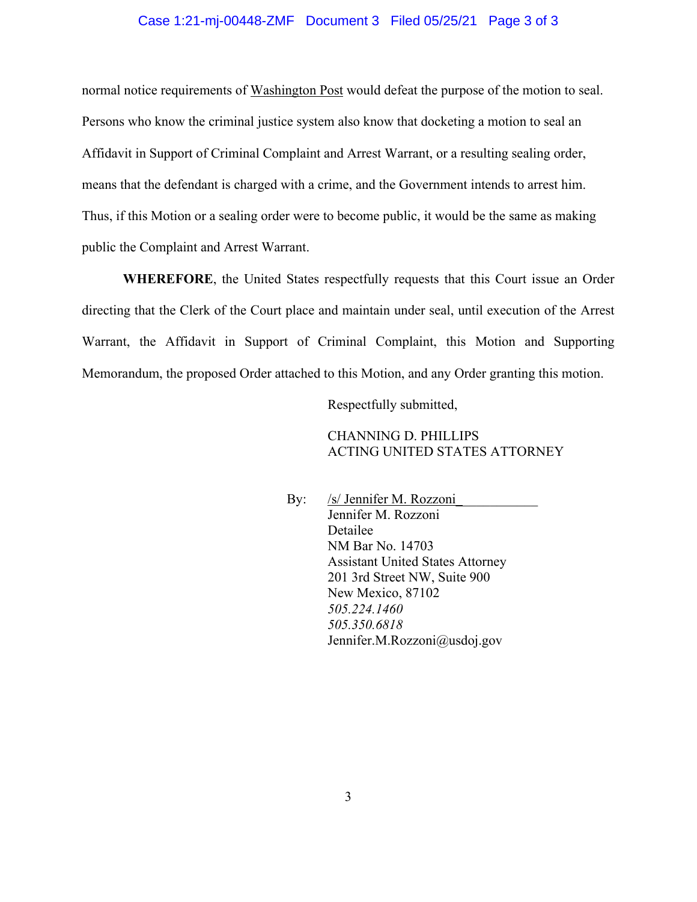normal notice requirements of Washington Post would defeat the purpose of the motion to seal. Persons who know the criminal justice system also know that docketing a motion to seal an Affidavit in Support of Criminal Complaint and Arrest Warrant, or a resulting sealing order, means that the defendant is charged with a crime, and the Government intends to arrest him. Thus, if this Motion or a sealing order were to become public, it would be the same as making public the Complaint and Arrest Warrant.

**WHEREFORE**, the United States respectfully requests that this Court issue an Order directing that the Clerk of the Court place and maintain under seal, until execution of the Arrest Warrant, the Affidavit in Support of Criminal Complaint, this Motion and Supporting Memorandum, the proposed Order attached to this Motion, and any Order granting this motion.

Respectfully submitted,

CHANNING D. PHILLIPS
ACTING UNITED STATES ATTORNEY

By: /s/ Jennifer M. Rozzoni
Jennifer M. Rozzoni
Detailee
NM Bar No. 14703
Assistant United States Attorney
201 3rd Street NW, Suite 900
New Mexico, 87102
*505.224.1460*
*505.350.6818*
Jennifer.M.Rozzoni@usdoj.gov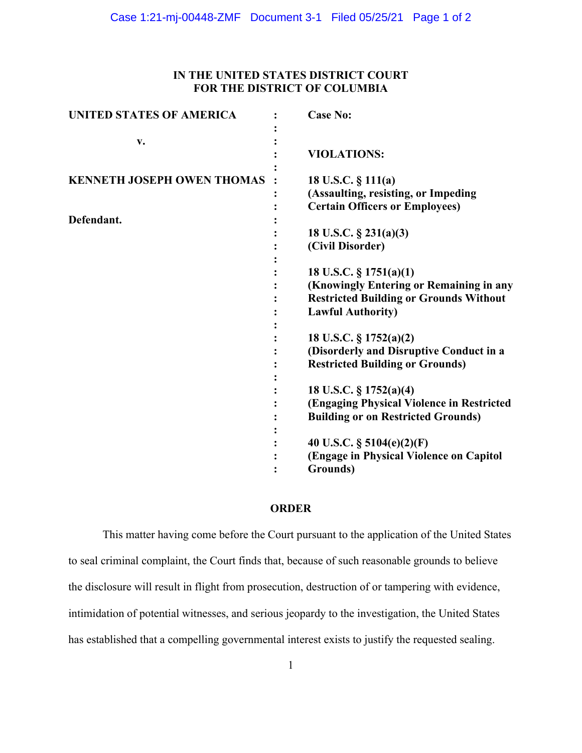**IN THE UNITED STATES DISTRICT COURT**
**FOR THE DISTRICT OF COLUMBIA**

| | | |
|---|---|---|
| **UNITED STATES OF AMERICA** | : | **Case No:** |
| | : | |
| **v.** | : | |
| | : | **VIOLATIONS:** |
| | : | |
| **KENNETH JOSEPH OWEN THOMAS** | : | **18 U.S.C. § 111(a)** |
| | : | **(Assaulting, resisting, or Impeding** |
| | : | **Certain Officers or Employees)** |
| **Defendant.** | : | |
| | : | **18 U.S.C. § 231(a)(3)** |
| | : | **(Civil Disorder)** |
| | : | |
| | : | **18 U.S.C. § 1751(a)(1)** |
| | : | **(Knowingly Entering or Remaining in any** |
| | : | **Restricted Building or Grounds Without** |
| | : | **Lawful Authority)** |
| | : | |
| | : | **18 U.S.C. § 1752(a)(2)** |
| | : | **(Disorderly and Disruptive Conduct in a** |
| | : | **Restricted Building or Grounds)** |
| | : | |
| | : | **18 U.S.C. § 1752(a)(4)** |
| | : | **(Engaging Physical Violence in Restricted** |
| | : | **Building or on Restricted Grounds)** |
| | : | |
| | : | **40 U.S.C. § 5104(e)(2)(F)** |
| | : | **(Engage in Physical Violence on Capitol** |
| | : | **Grounds)** |

**ORDER**

This matter having come before the Court pursuant to the application of the United States to seal criminal complaint, the Court finds that, because of such reasonable grounds to believe the disclosure will result in flight from prosecution, destruction of or tampering with evidence, intimidation of potential witnesses, and serious jeopardy to the investigation, the United States has established that a compelling governmental interest exists to justify the requested sealing.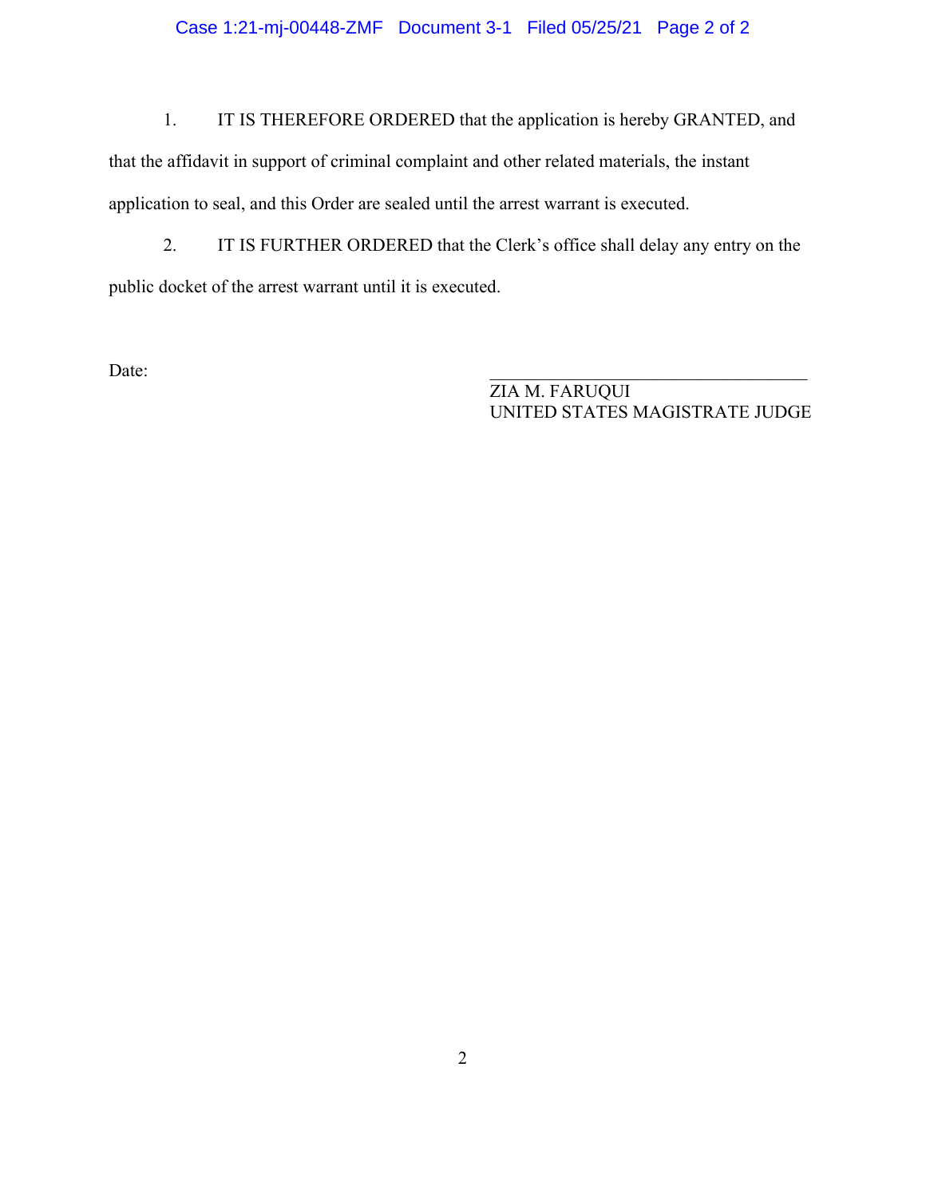1. IT IS THEREFORE ORDERED that the application is hereby GRANTED, and that the affidavit in support of criminal complaint and other related materials, the instant application to seal, and this Order are sealed until the arrest warrant is executed.

2. IT IS FURTHER ORDERED that the Clerk's office shall delay any entry on the public docket of the arrest warrant until it is executed.

Date:

___________________________________
ZIA M. FARUQUI
UNITED STATES MAGISTRATE JUDGE